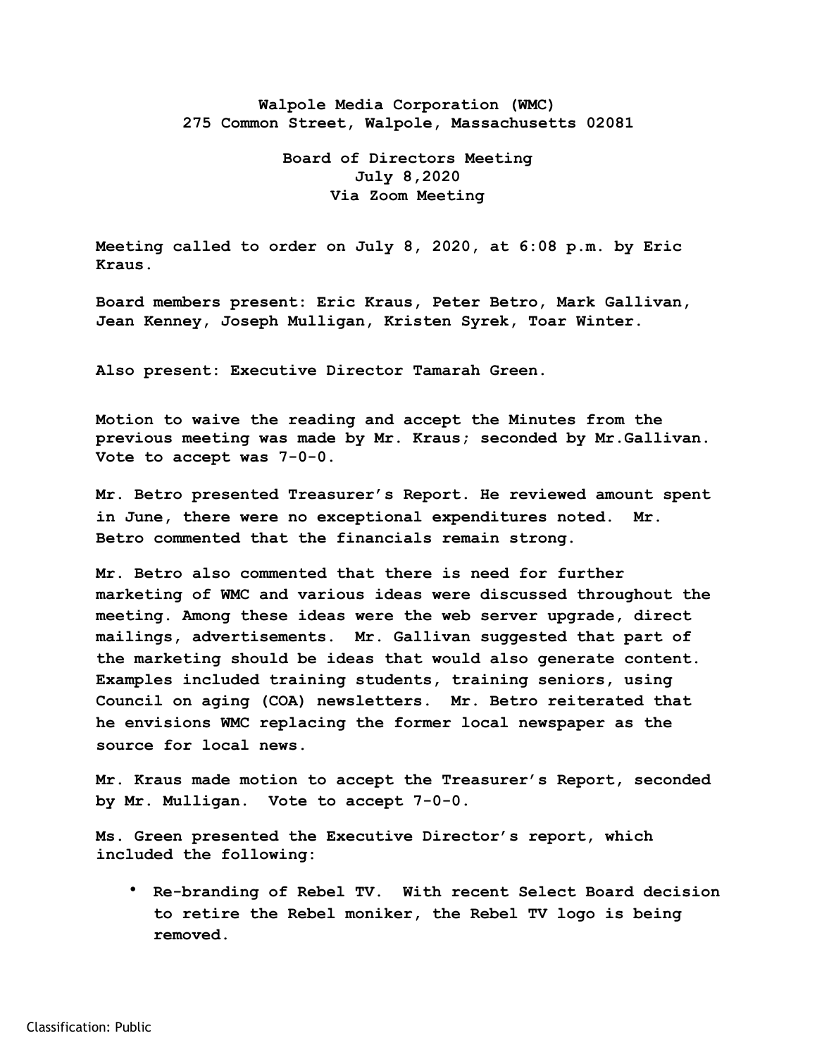**Walpole Media Corporation (WMC)**
**275 Common Street, Walpole, Massachusetts 02081**

**Board of Directors Meeting**
**July 8,2020**
**Via Zoom Meeting**

**Meeting called to order on July 8, 2020, at 6:08 p.m. by Eric Kraus.**

**Board members present: Eric Kraus, Peter Betro, Mark Gallivan, Jean Kenney, Joseph Mulligan, Kristen Syrek, Toar Winter.**

**Also present: Executive Director Tamarah Green.**

**Motion to waive the reading and accept the Minutes from the previous meeting was made by Mr. Kraus; seconded by Mr.Gallivan. Vote to accept was 7-0-0.**

**Mr. Betro presented Treasurer's Report. He reviewed amount spent in June, there were no exceptional expenditures noted. Mr. Betro commented that the financials remain strong.**

**Mr. Betro also commented that there is need for further marketing of WMC and various ideas were discussed throughout the meeting. Among these ideas were the web server upgrade, direct mailings, advertisements. Mr. Gallivan suggested that part of the marketing should be ideas that would also generate content. Examples included training students, training seniors, using Council on aging (COA) newsletters. Mr. Betro reiterated that he envisions WMC replacing the former local newspaper as the source for local news.**

**Mr. Kraus made motion to accept the Treasurer's Report, seconded by Mr. Mulligan. Vote to accept 7-0-0.**

**Ms. Green presented the Executive Director's report, which included the following:**

- **Re-branding of Rebel TV. With recent Select Board decision to retire the Rebel moniker, the Rebel TV logo is being removed.**

Classification: Public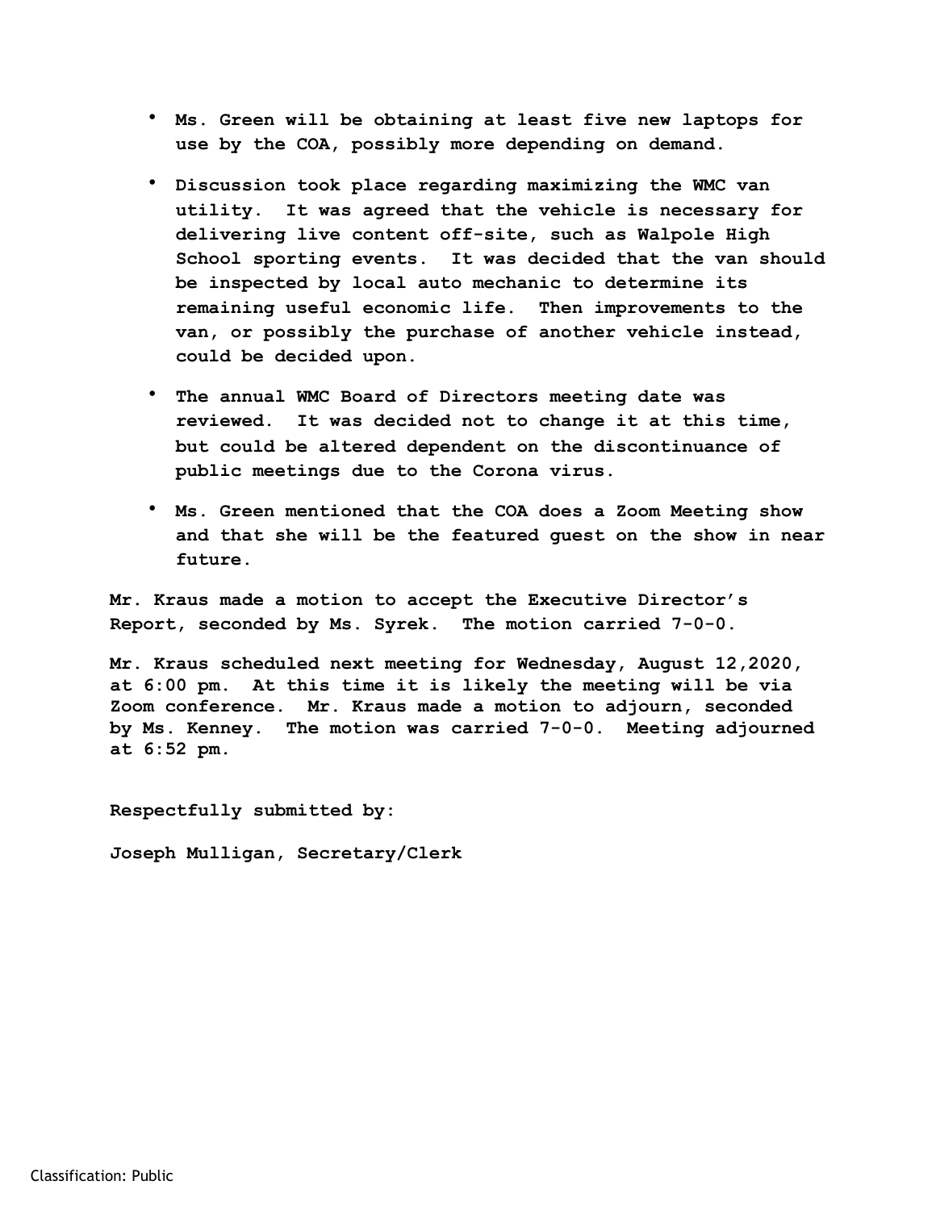- **Ms. Green will be obtaining at least five new laptops for use by the COA, possibly more depending on demand.**

- **Discussion took place regarding maximizing the WMC van utility. It was agreed that the vehicle is necessary for delivering live content off-site, such as Walpole High School sporting events. It was decided that the van should be inspected by local auto mechanic to determine its remaining useful economic life. Then improvements to the van, or possibly the purchase of another vehicle instead, could be decided upon.**

- **The annual WMC Board of Directors meeting date was reviewed. It was decided not to change it at this time, but could be altered dependent on the discontinuance of public meetings due to the Corona virus.**

- **Ms. Green mentioned that the COA does a Zoom Meeting show and that she will be the featured guest on the show in near future.**

**Mr. Kraus made a motion to accept the Executive Director's Report, seconded by Ms. Syrek. The motion carried 7-0-0.**

**Mr. Kraus scheduled next meeting for Wednesday, August 12,2020, at 6:00 pm. At this time it is likely the meeting will be via Zoom conference. Mr. Kraus made a motion to adjourn, seconded by Ms. Kenney. The motion was carried 7-0-0. Meeting adjourned at 6:52 pm.**

**Respectfully submitted by:**

**Joseph Mulligan, Secretary/Clerk**